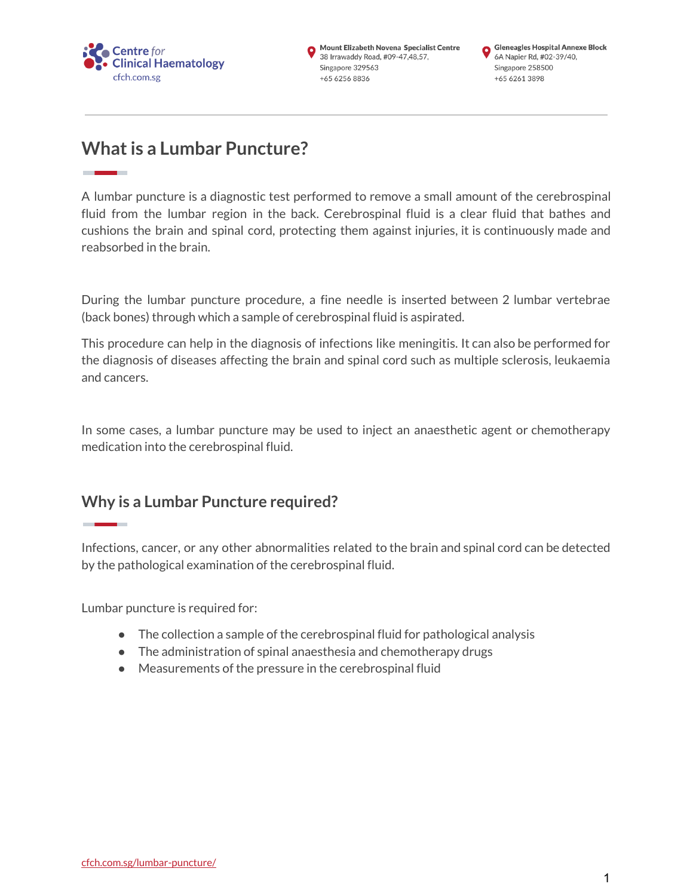# What is a Lumbar Puncture?

A lumbar puncture is a diagnostic test performed to remove a small amount of the cerebrospinal fluid from the lumbar region in the back. Cerebrospinal fluid is a clear fluid that bathes and cushions the brain and spinal cord, protecting them against injuries, it is continuously made and reabsorbed in the brain.

During the lumbar puncture procedure, a fine needle is inserted between 2 lumbar vertebrae (back bones) through which a sample of cerebrospinal fluid is aspirated.

This procedure can help in the diagnosis of infections like meningitis. It can also be performed for the diagnosis of diseases affecting the brain and spinal cord such as multiple sclerosis, leukaemia and cancers.

In some cases, a lumbar puncture may be used to inject an anaesthetic agent or chemotherapy medication into the cerebrospinal fluid.

## Why is a Lumbar Puncture required?

Infections, cancer, or any other abnormalities related to the brain and spinal cord can be detected by the pathological examination of the cerebrospinal fluid.

Lumbar puncture is required for:

- The collection a sample of the cerebrospinal fluid for pathological analysis
- The administration of spinal anaesthesia and chemotherapy drugs
- Measurements of the pressure in the cerebrospinal fluid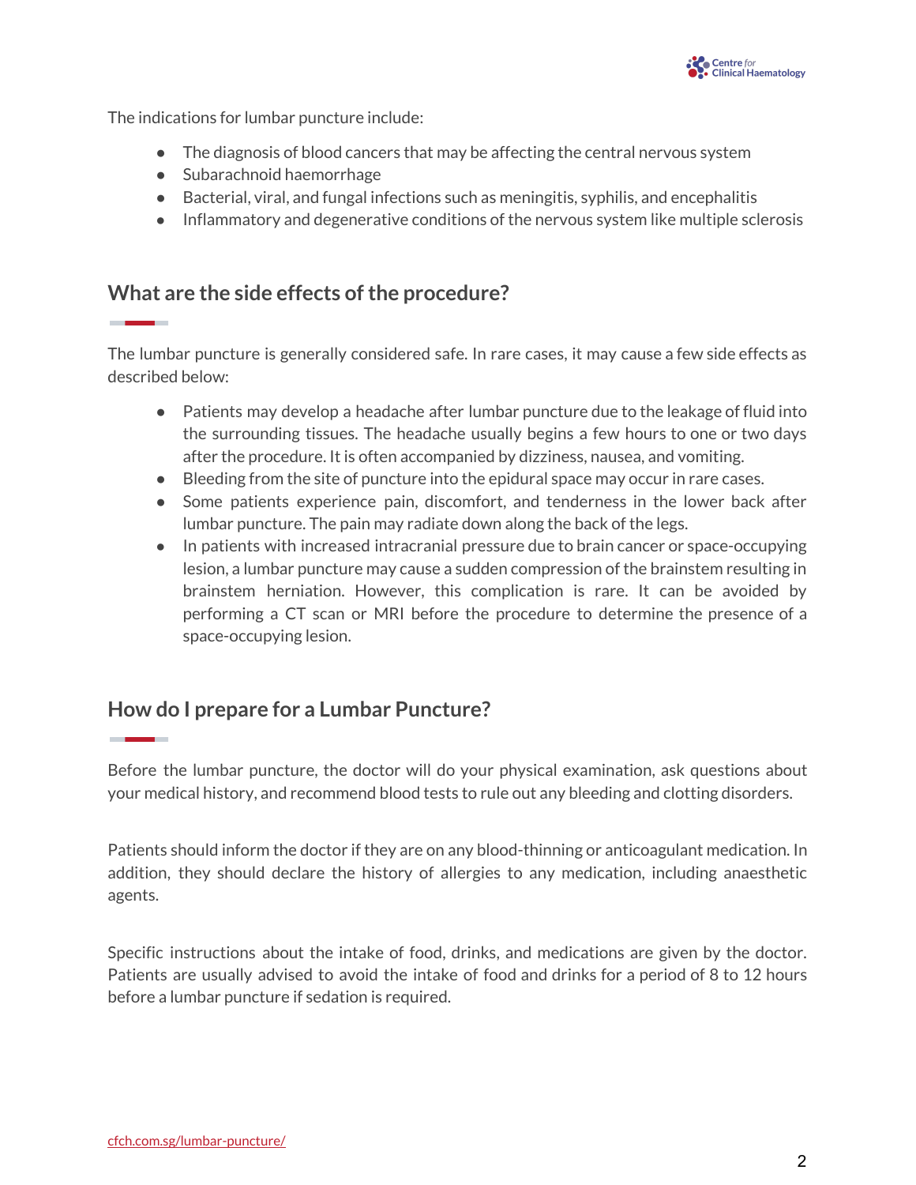The indications for lumbar puncture include:

- The diagnosis of blood cancers that may be affecting the central nervous system
- Subarachnoid haemorrhage
- Bacterial, viral, and fungal infections such as meningitis, syphilis, and encephalitis
- Inflammatory and degenerative conditions of the nervous system like multiple sclerosis

## What are the side effects of the procedure?

The lumbar puncture is generally considered safe. In rare cases, it may cause a few side effects as described below:

- Patients may develop a headache after lumbar puncture due to the leakage of fluid into the surrounding tissues. The headache usually begins a few hours to one or two days after the procedure. It is often accompanied by dizziness, nausea, and vomiting.
- Bleeding from the site of puncture into the epidural space may occur in rare cases.
- Some patients experience pain, discomfort, and tenderness in the lower back after lumbar puncture. The pain may radiate down along the back of the legs.
- In patients with increased intracranial pressure due to brain cancer or space-occupying lesion, a lumbar puncture may cause a sudden compression of the brainstem resulting in brainstem herniation. However, this complication is rare. It can be avoided by performing a CT scan or MRI before the procedure to determine the presence of a space-occupying lesion.

## How do I prepare for a Lumbar Puncture?

Before the lumbar puncture, the doctor will do your physical examination, ask questions about your medical history, and recommend blood tests to rule out any bleeding and clotting disorders.

Patients should inform the doctor if they are on any blood-thinning or anticoagulant medication. In addition, they should declare the history of allergies to any medication, including anaesthetic agents.

Specific instructions about the intake of food, drinks, and medications are given by the doctor. Patients are usually advised to avoid the intake of food and drinks for a period of 8 to 12 hours before a lumbar puncture if sedation is required.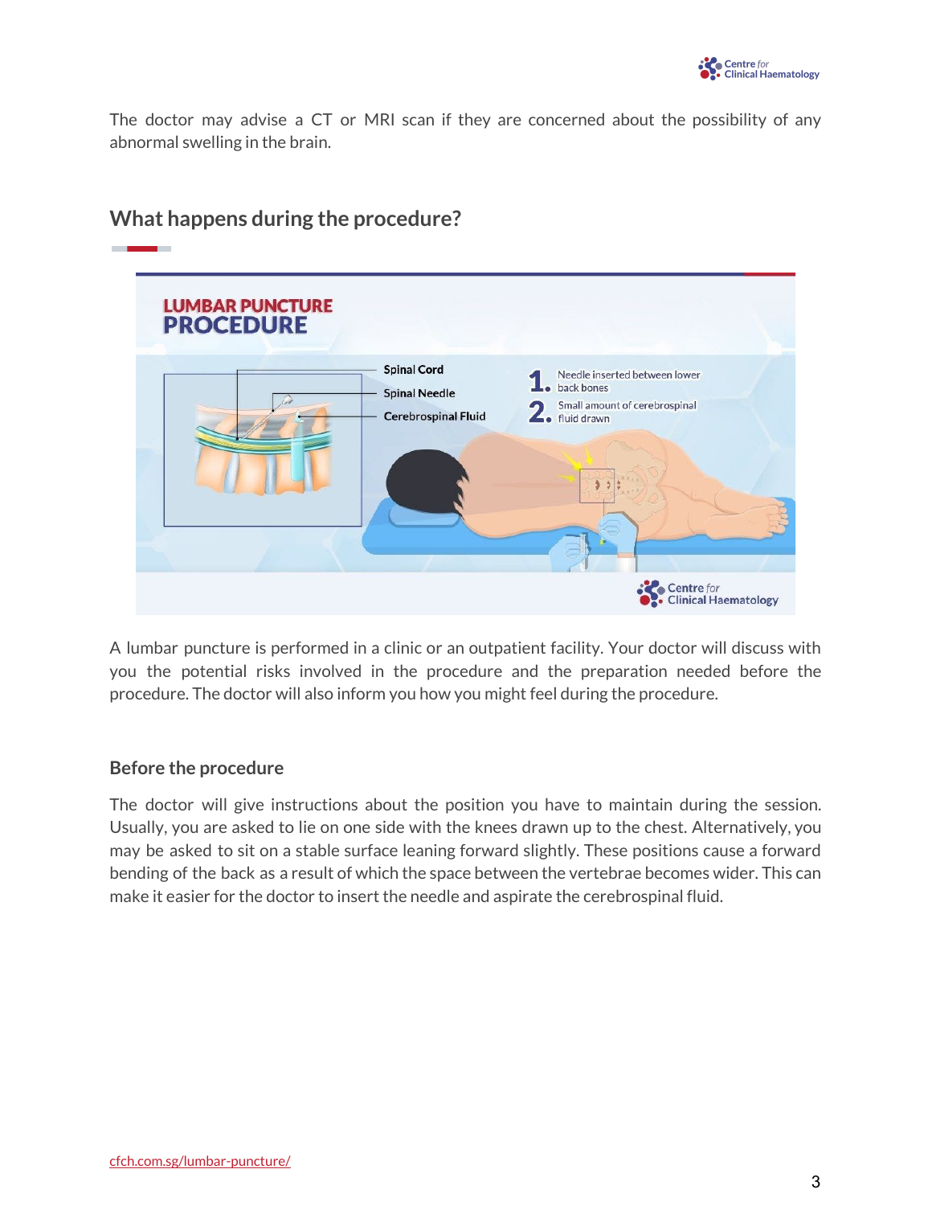The doctor may advise a CT or MRI scan if they are concerned about the possibility of any abnormal swelling in the brain.

## What happens during the procedure?

**LUMBAR PUNCTURE PROCEDURE**

- Spinal Cord
- Spinal Needle
- Cerebrospinal Fluid

1. Needle inserted between lower back bones
2. Small amount of cerebrospinal fluid drawn

A lumbar puncture is performed in a clinic or an outpatient facility. Your doctor will discuss with you the potential risks involved in the procedure and the preparation needed before the procedure. The doctor will also inform you how you might feel during the procedure.

### Before the procedure

The doctor will give instructions about the position you have to maintain during the session. Usually, you are asked to lie on one side with the knees drawn up to the chest. Alternatively, you may be asked to sit on a stable surface leaning forward slightly. These positions cause a forward bending of the back as a result of which the space between the vertebrae becomes wider. This can make it easier for the doctor to insert the needle and aspirate the cerebrospinal fluid.

cfch.com.sg/lumbar-puncture/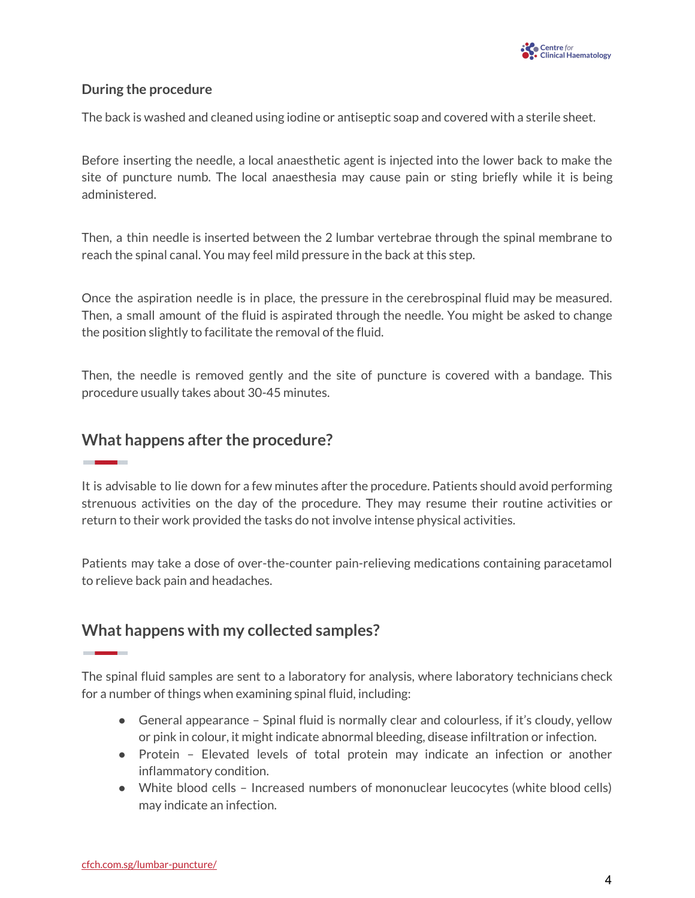**During the procedure**

The back is washed and cleaned using iodine or antiseptic soap and covered with a sterile sheet.

Before inserting the needle, a local anaesthetic agent is injected into the lower back to make the site of puncture numb. The local anaesthesia may cause pain or sting briefly while it is being administered.

Then, a thin needle is inserted between the 2 lumbar vertebrae through the spinal membrane to reach the spinal canal. You may feel mild pressure in the back at this step.

Once the aspiration needle is in place, the pressure in the cerebrospinal fluid may be measured. Then, a small amount of the fluid is aspirated through the needle. You might be asked to change the position slightly to facilitate the removal of the fluid.

Then, the needle is removed gently and the site of puncture is covered with a bandage. This procedure usually takes about 30-45 minutes.

## What happens after the procedure?

It is advisable to lie down for a few minutes after the procedure. Patients should avoid performing strenuous activities on the day of the procedure. They may resume their routine activities or return to their work provided the tasks do not involve intense physical activities.

Patients may take a dose of over-the-counter pain-relieving medications containing paracetamol to relieve back pain and headaches.

## What happens with my collected samples?

The spinal fluid samples are sent to a laboratory for analysis, where laboratory technicians check for a number of things when examining spinal fluid, including:

- General appearance – Spinal fluid is normally clear and colourless, if it's cloudy, yellow or pink in colour, it might indicate abnormal bleeding, disease infiltration or infection.
- Protein – Elevated levels of total protein may indicate an infection or another inflammatory condition.
- White blood cells – Increased numbers of mononuclear leucocytes (white blood cells) may indicate an infection.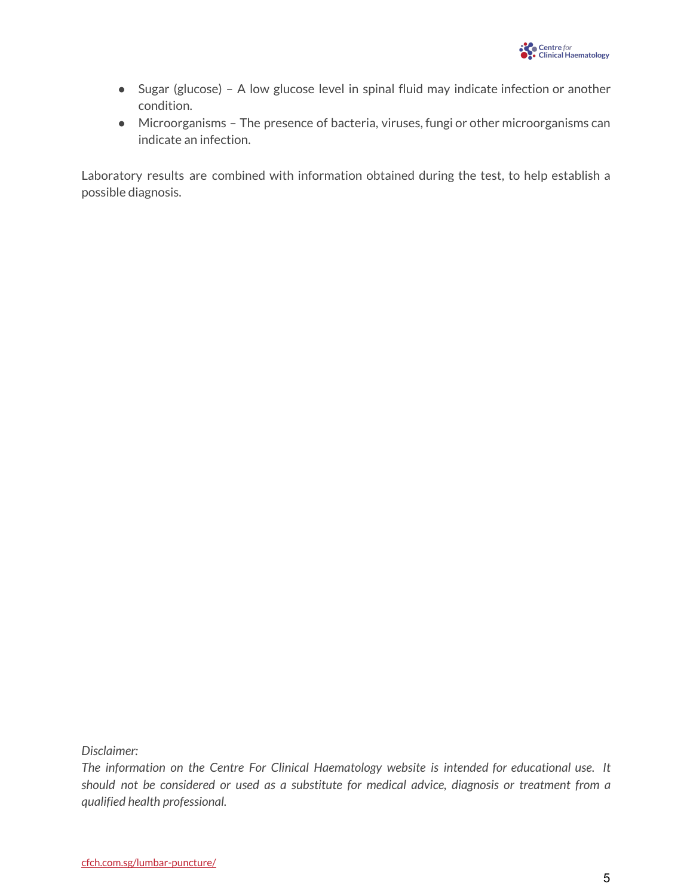- Sugar (glucose) – A low glucose level in spinal fluid may indicate infection or another condition.
- Microorganisms – The presence of bacteria, viruses, fungi or other microorganisms can indicate an infection.

Laboratory results are combined with information obtained during the test, to help establish a possible diagnosis.

*Disclaimer:*

*The information on the Centre For Clinical Haematology website is intended for educational use. It should not be considered or used as a substitute for medical advice, diagnosis or treatment from a qualified health professional.*

cfch.com.sg/lumbar-puncture/